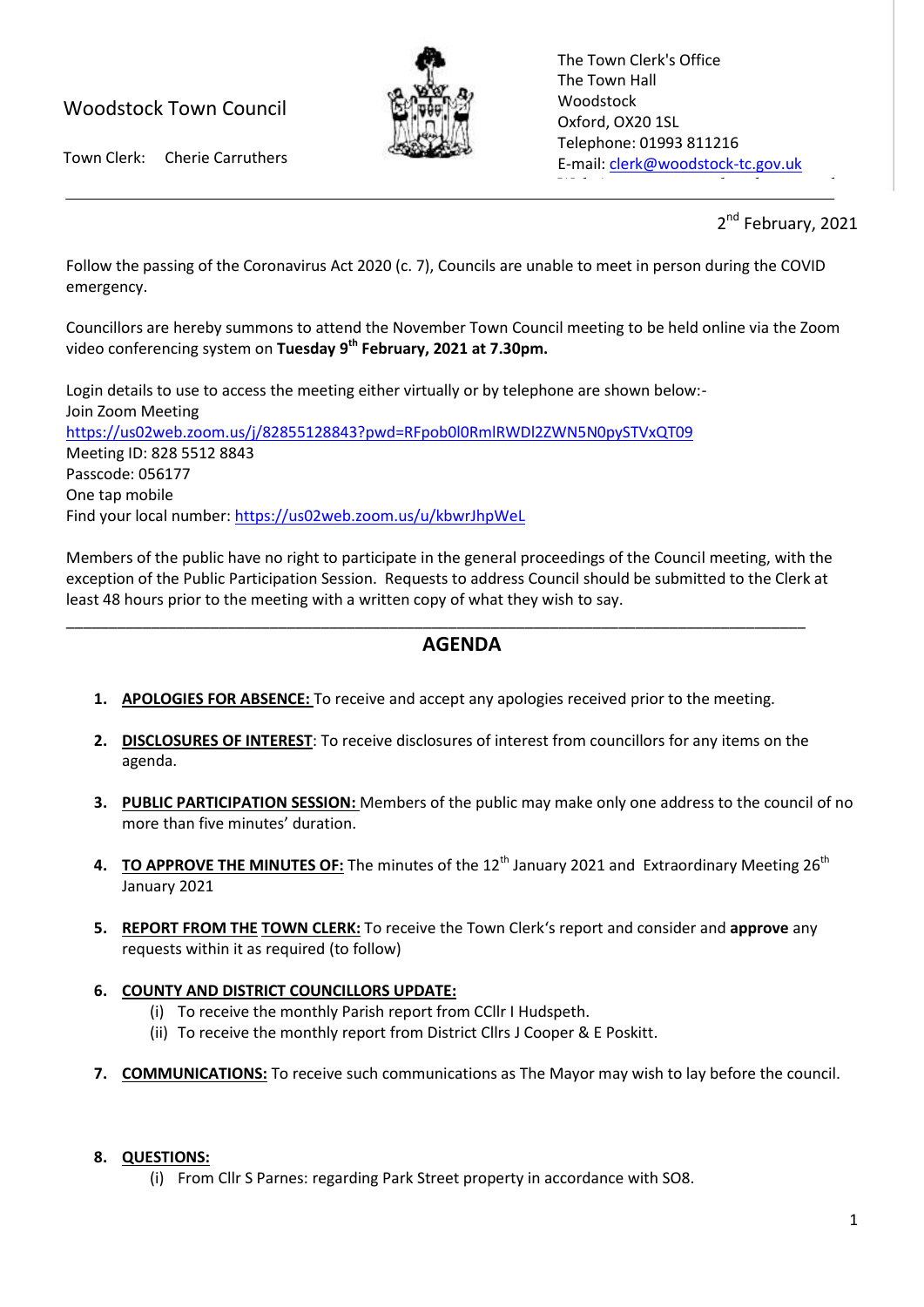Woodstock Town Council

Town Clerk: Cherie Carruthers

The Town Clerk's Office
The Town Hall
Woodstock
Oxford, OX20 1SL
Telephone: 01993 811216
E-mail: clerk@woodstock-tc.gov.uk

---

2nd February, 2021

Follow the passing of the Coronavirus Act 2020 (c. 7), Councils are unable to meet in person during the COVID emergency.

Councillors are hereby summons to attend the November Town Council meeting to be held online via the Zoom video conferencing system on **Tuesday 9th February, 2021 at 7.30pm.**

Login details to use to access the meeting either virtually or by telephone are shown below:-
Join Zoom Meeting
https://us02web.zoom.us/j/82855128843?pwd=RFpob0l0RmlRWDl2ZWN5N0pySTVxQT09
Meeting ID: 828 5512 8843
Passcode: 056177
One tap mobile
Find your local number: https://us02web.zoom.us/u/kbwrJhpWeL

Members of the public have no right to participate in the general proceedings of the Council meeting, with the exception of the Public Participation Session. Requests to address Council should be submitted to the Clerk at least 48 hours prior to the meeting with a written copy of what they wish to say.

---

## AGENDA

1. **APOLOGIES FOR ABSENCE:** To receive and accept any apologies received prior to the meeting.

2. **DISCLOSURES OF INTEREST**: To receive disclosures of interest from councillors for any items on the agenda.

3. **PUBLIC PARTICIPATION SESSION:** Members of the public may make only one address to the council of no more than five minutes' duration.

4. **TO APPROVE THE MINUTES OF:** The minutes of the 12th January 2021 and Extraordinary Meeting 26th January 2021

5. **REPORT FROM THE TOWN CLERK:** To receive the Town Clerk's report and consider and **approve** any requests within it as required (to follow)

6. **COUNTY AND DISTRICT COUNCILLORS UPDATE:**
   (i) To receive the monthly Parish report from CCllr I Hudspeth.
   (ii) To receive the monthly report from District Cllrs J Cooper & E Poskitt.

7. **COMMUNICATIONS:** To receive such communications as The Mayor may wish to lay before the council.

8. **QUESTIONS:**
   (i) From Cllr S Parnes: regarding Park Street property in accordance with SO8.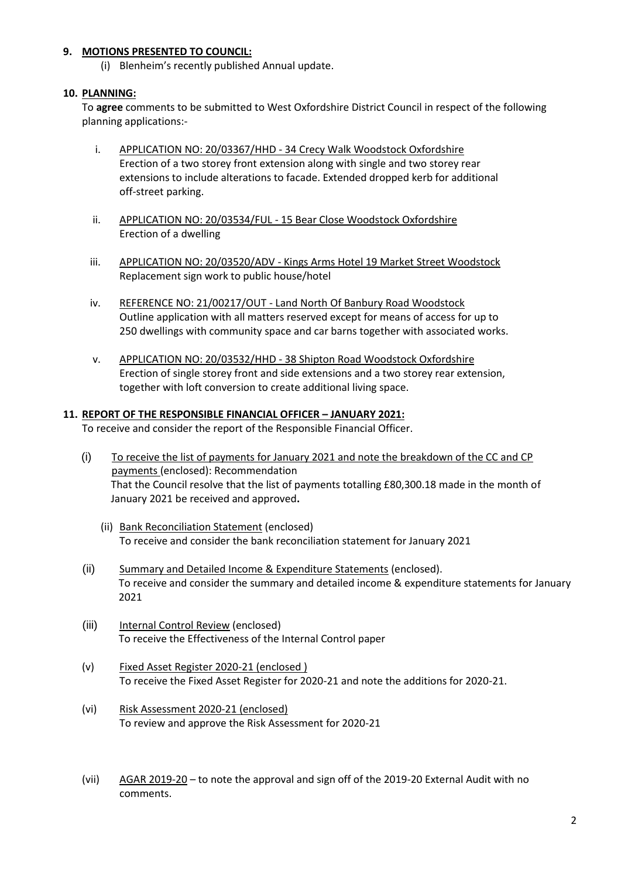**9. MOTIONS PRESENTED TO COUNCIL:**

(i) Blenheim's recently published Annual update.

**10. PLANNING:**

To **agree** comments to be submitted to West Oxfordshire District Council in respect of the following planning applications:-

i. APPLICATION NO: 20/03367/HHD - 34 Crecy Walk Woodstock Oxfordshire
Erection of a two storey front extension along with single and two storey rear extensions to include alterations to facade. Extended dropped kerb for additional off-street parking.

ii. APPLICATION NO: 20/03534/FUL - 15 Bear Close Woodstock Oxfordshire
Erection of a dwelling

iii. APPLICATION NO: 20/03520/ADV - Kings Arms Hotel 19 Market Street Woodstock
Replacement sign work to public house/hotel

iv. REFERENCE NO: 21/00217/OUT - Land North Of Banbury Road Woodstock
Outline application with all matters reserved except for means of access for up to 250 dwellings with community space and car barns together with associated works.

v. APPLICATION NO: 20/03532/HHD - 38 Shipton Road Woodstock Oxfordshire
Erection of single storey front and side extensions and a two storey rear extension, together with loft conversion to create additional living space.

**11. REPORT OF THE RESPONSIBLE FINANCIAL OFFICER – JANUARY 2021:**

To receive and consider the report of the Responsible Financial Officer.

(i) To receive the list of payments for January 2021 and note the breakdown of the CC and CP payments (enclosed): Recommendation
That the Council resolve that the list of payments totalling £80,300.18 made in the month of January 2021 be received and approved**.**

(ii) Bank Reconciliation Statement (enclosed)
To receive and consider the bank reconciliation statement for January 2021

(ii) Summary and Detailed Income & Expenditure Statements (enclosed).
To receive and consider the summary and detailed income & expenditure statements for January 2021

(iii) Internal Control Review (enclosed)
To receive the Effectiveness of the Internal Control paper

(v) Fixed Asset Register 2020-21 (enclosed )
To receive the Fixed Asset Register for 2020-21 and note the additions for 2020-21.

(vi) Risk Assessment 2020-21 (enclosed)
To review and approve the Risk Assessment for 2020-21

(vii) AGAR 2019-20 – to note the approval and sign off of the 2019-20 External Audit with no comments.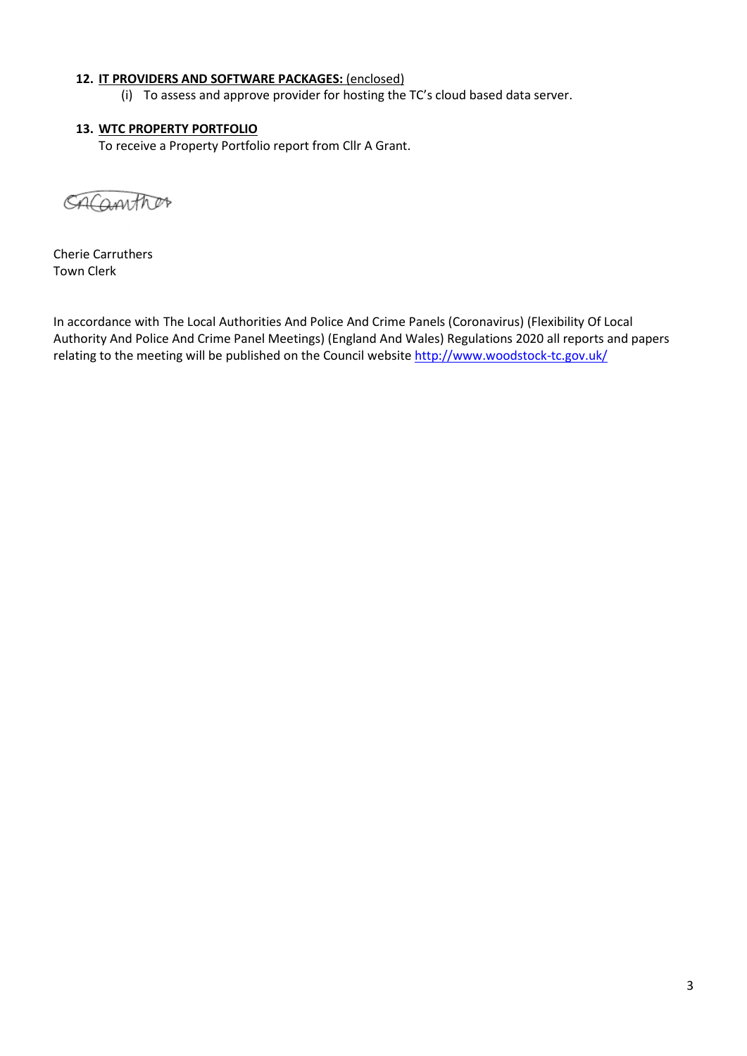12. **<u>IT PROVIDERS AND SOFTWARE PACKAGES:</u>** <u>(enclosed)</u>
    (i) To assess and approve provider for hosting the TC's cloud based data server.

13. **<u>WTC PROPERTY PORTFOLIO</u>**
    To receive a Property Portfolio report from Cllr A Grant.

CACarruthers

Cherie Carruthers
Town Clerk

In accordance with The Local Authorities And Police And Crime Panels (Coronavirus) (Flexibility Of Local Authority And Police And Crime Panel Meetings) (England And Wales) Regulations 2020 all reports and papers relating to the meeting will be published on the Council website [http://www.woodstock-tc.gov.uk/](http://www.woodstock-tc.gov.uk/)